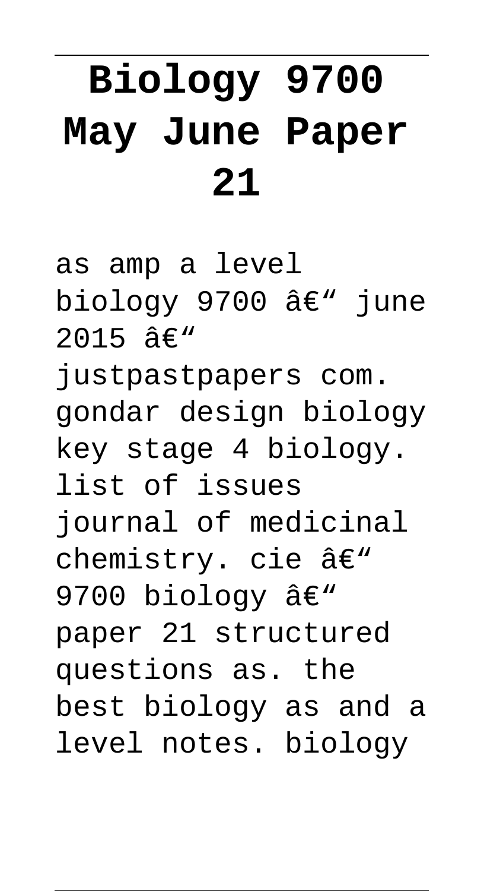# Biology 9700 May June Paper 21

as amp a level biology 9700 â€" june 2015 â€" justpastpapers com. gondar design biology key stage 4 biology. list of issues journal of medicinal chemistry. cie â€" 9700 biology â€" paper 21 structured questions as. the best biology as and a level notes. biology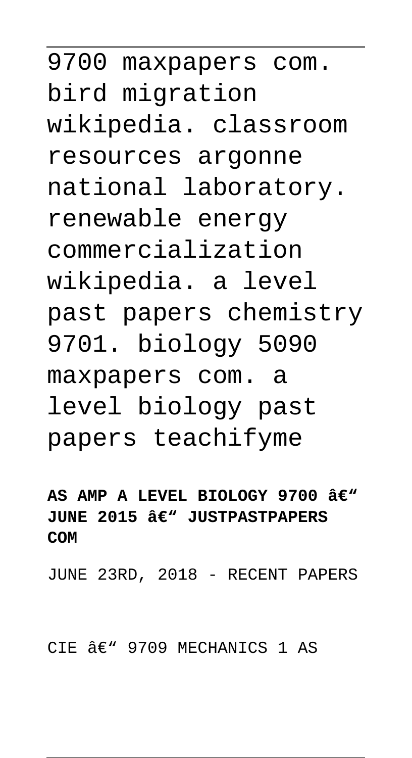9700 maxpapers com. bird migration wikipedia. classroom resources argonne national laboratory. renewable energy commercialization wikipedia. a level past papers chemistry 9701. biology 5090 maxpapers com. a level biology past papers teachifyme

**AS AMP A LEVEL BIOLOGY 9700 â€" JUNE 2015 â€" JUSTPASTPAPERS COM**

JUNE 23RD, 2018 - RECENT PAPERS

CIE â€" 9709 MECHANICS 1 AS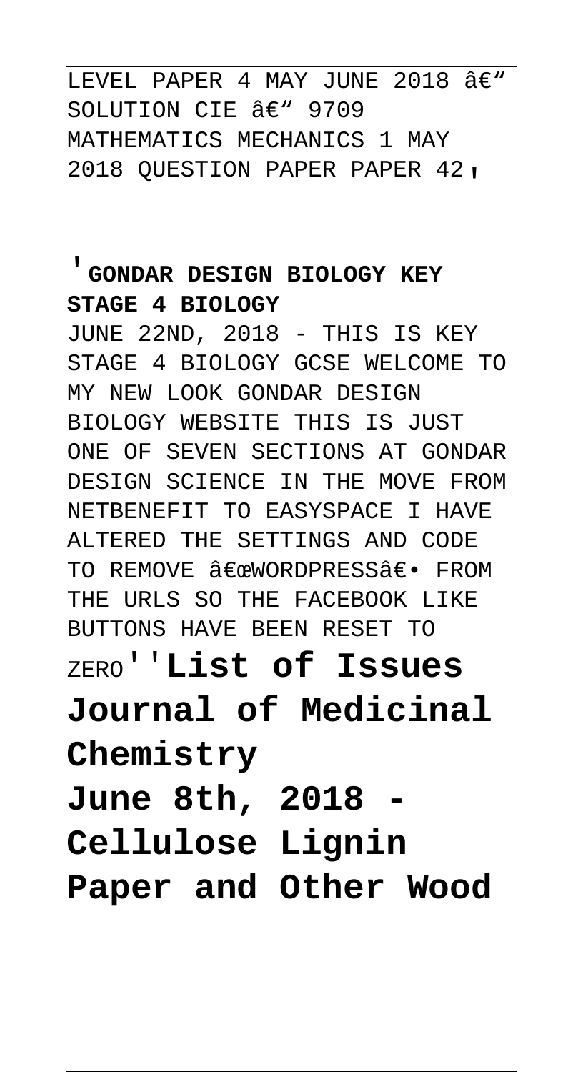LEVEL PAPER 4 MAY JUNE 2018 â€" SOLUTION CIE â€" 9709 MATHEMATICS MECHANICS 1 MAY 2018 QUESTION PAPER PAPER 42,

'**GONDAR DESIGN BIOLOGY KEY STAGE 4 BIOLOGY**

JUNE 22ND, 2018 - THIS IS KEY STAGE 4 BIOLOGY GCSE WELCOME TO MY NEW LOOK GONDAR DESIGN BIOLOGY WEBSITE THIS IS JUST ONE OF SEVEN SECTIONS AT GONDAR DESIGN SCIENCE IN THE MOVE FROM NETBENEFIT TO EASYSPACE I HAVE ALTERED THE SETTINGS AND CODE TO REMOVE â€œWORDPRESSâ€• FROM THE URLS SO THE FACEBOOK LIKE BUTTONS HAVE BEEN RESET TO ZERO''**List of Issues Journal of Medicinal Chemistry**

**June 8th, 2018 - Cellulose Lignin Paper and Other Wood**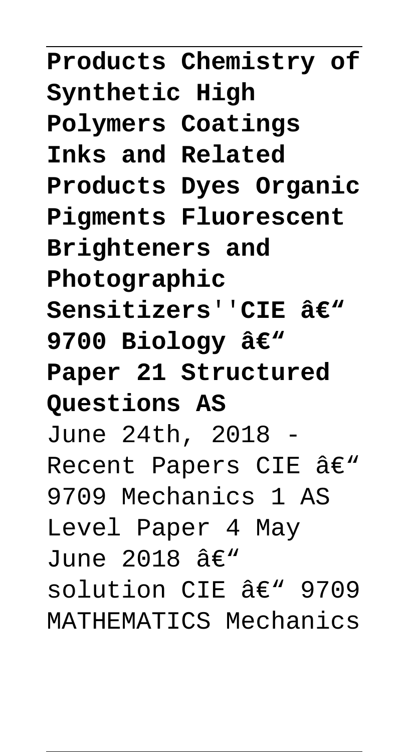**Products Chemistry of Synthetic High Polymers Coatings Inks and Related Products Dyes Organic Pigments Fluorescent Brighteners and Photographic Sensitizers''CIE â€" 9700 Biology â€" Paper 21 Structured Questions AS**

June 24th, 2018 - Recent Papers CIE â€" 9709 Mechanics 1 AS Level Paper 4 May June 2018 â€" solution CIE â€" 9709 MATHEMATICS Mechanics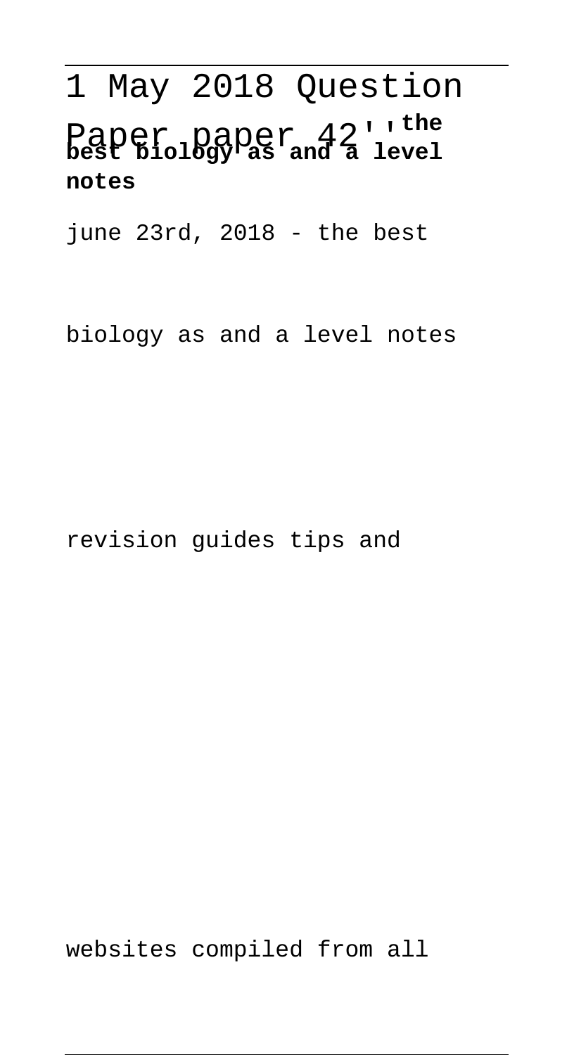1 May 2018 Question Paper paper 42''**the best biology as and a level notes**

june 23rd, 2018 - the best biology as and a level notes revision guides tips and websites compiled from all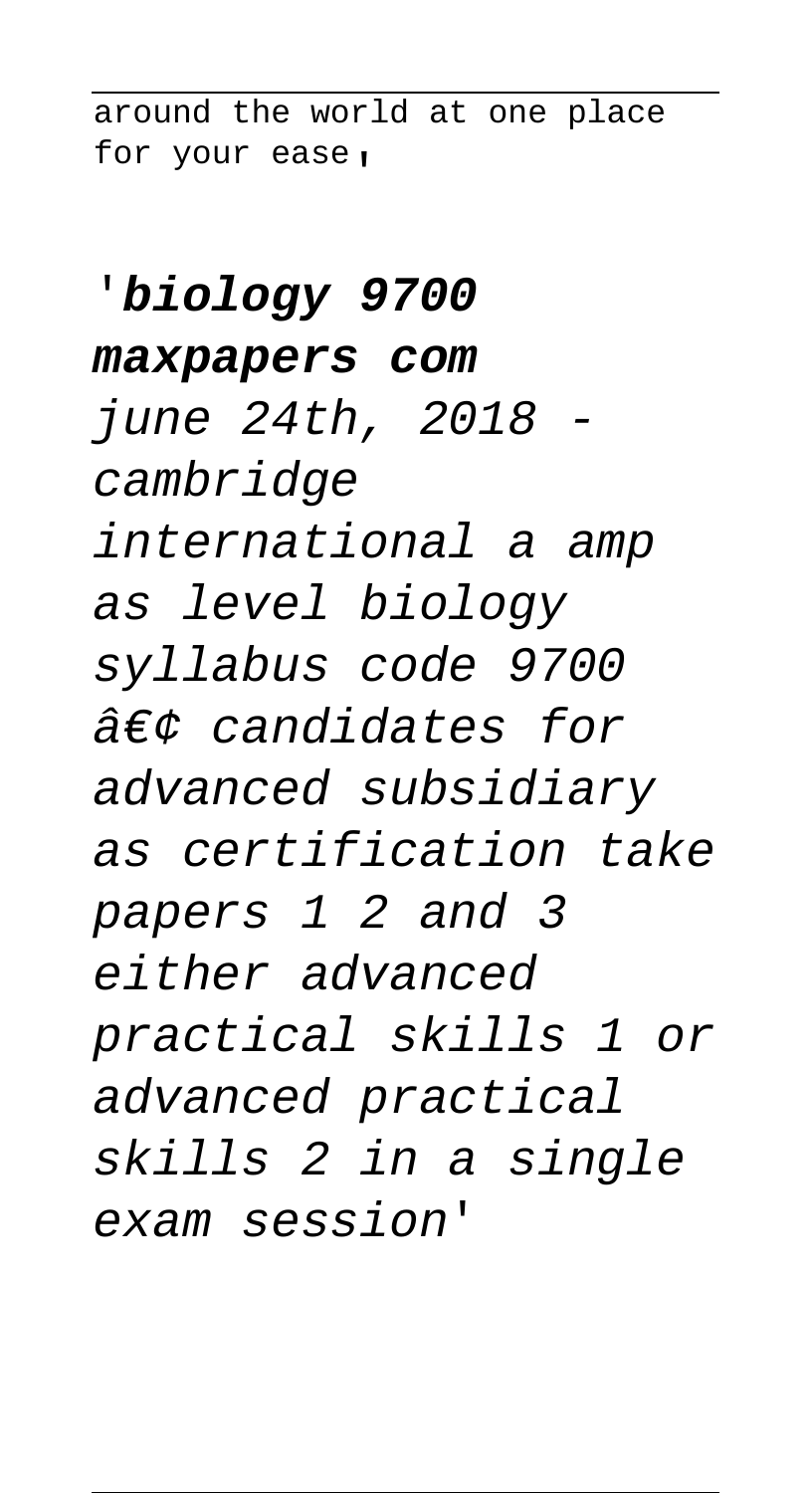around the world at one place for your ease,

'**biology 9700 maxpapers com**

*june 24th, 2018 - cambridge international a amp as level biology syllabus code 9700 â€¢ candidates for advanced subsidiary as certification take papers 1 2 and 3 either advanced practical skills 1 or advanced practical skills 2 in a single exam session*'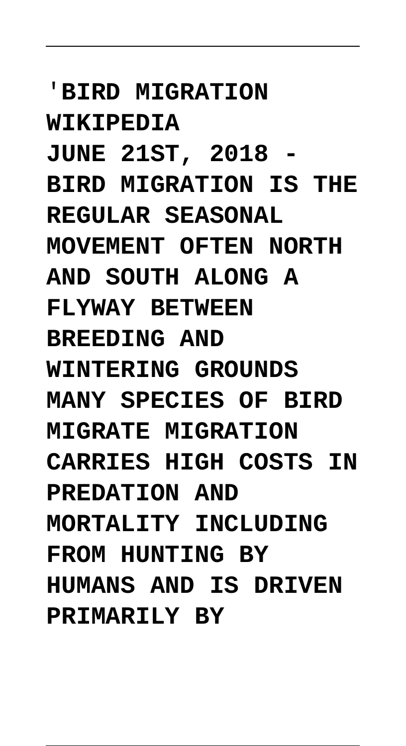'**BIRD MIGRATION WIKIPEDIA**

**JUNE 21ST, 2018 - BIRD MIGRATION IS THE REGULAR SEASONAL MOVEMENT OFTEN NORTH AND SOUTH ALONG A FLYWAY BETWEEN BREEDING AND WINTERING GROUNDS MANY SPECIES OF BIRD MIGRATE MIGRATION CARRIES HIGH COSTS IN PREDATION AND MORTALITY INCLUDING FROM HUNTING BY HUMANS AND IS DRIVEN PRIMARILY BY**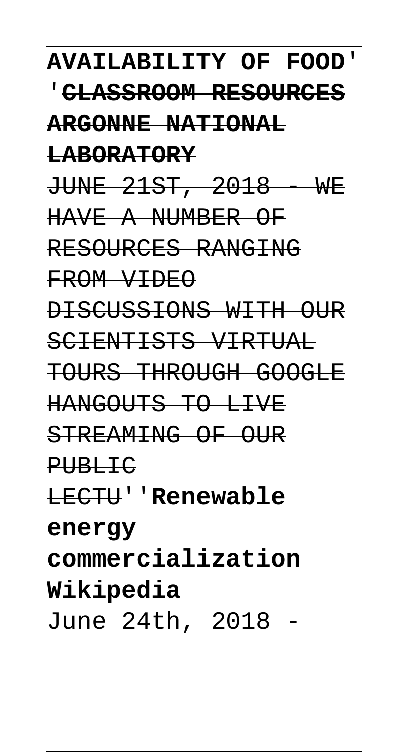**AVAILABILITY OF FOOD'**

'**~~CLASSROOM RESOURCES ARGONNE NATIONAL LABORATORY~~**

~~JUNE 21ST, 2018 - WE HAVE A NUMBER OF RESOURCES RANGING FROM VIDEO DISCUSSIONS WITH OUR SCIENTISTS VIRTUAL TOURS THROUGH GOOGLE HANGOUTS TO LIVE STREAMING OF OUR PUBLIC LECTU~~''**Renewable energy commercialization Wikipedia**

June 24th, 2018 -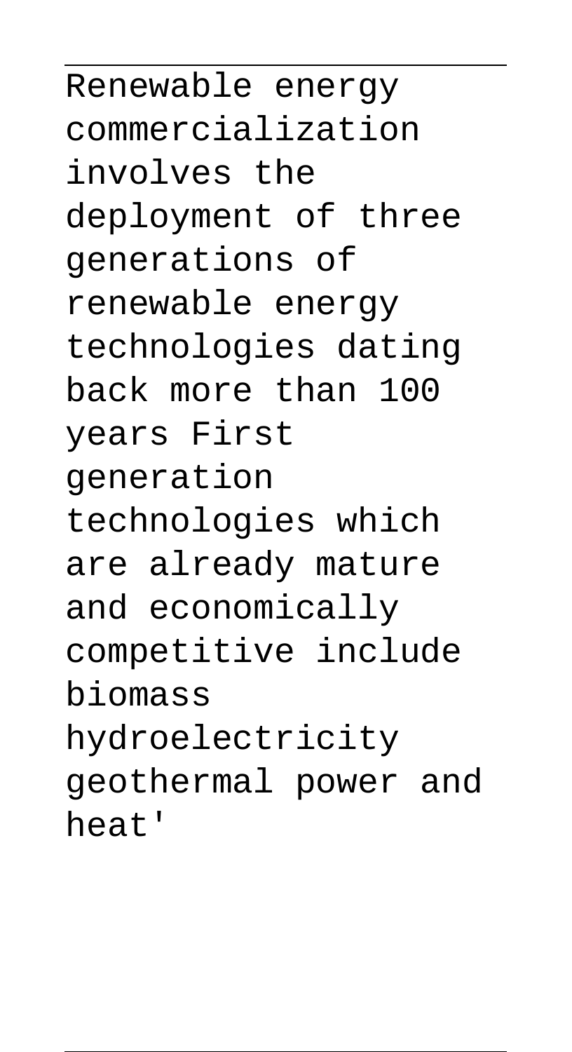Renewable energy commercialization involves the deployment of three generations of renewable energy technologies dating back more than 100 years First generation technologies which are already mature and economically competitive include biomass hydroelectricity geothermal power and heat'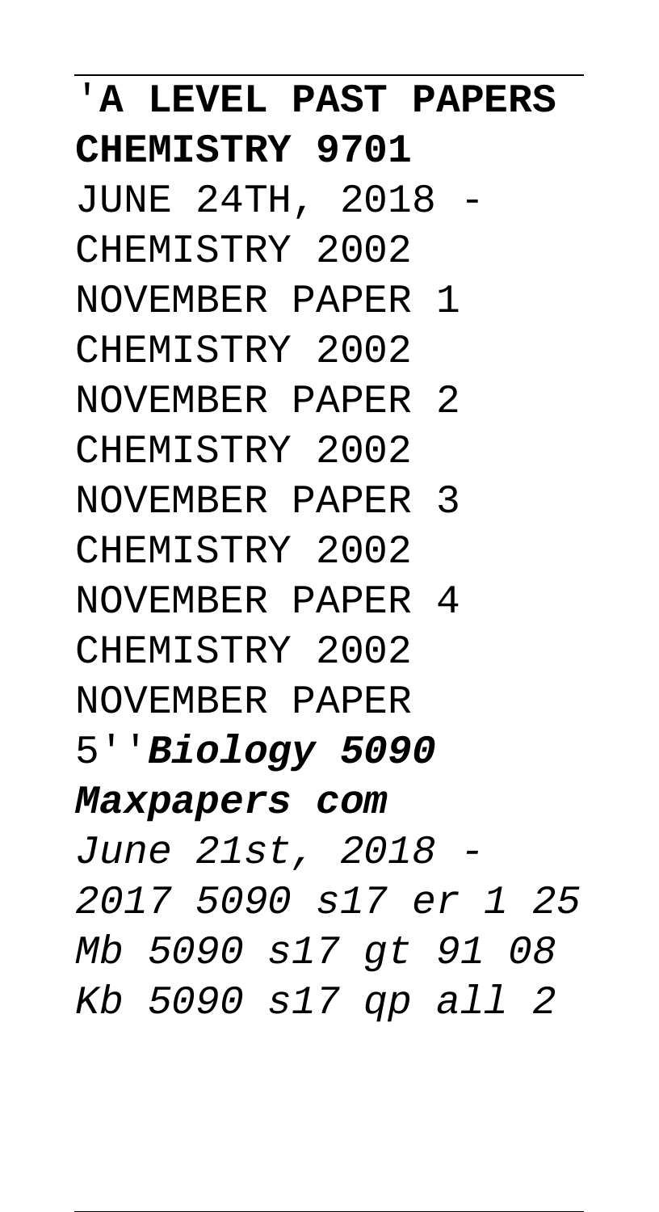'**A LEVEL PAST PAPERS CHEMISTRY 9701**

JUNE 24TH, 2018 - CHEMISTRY 2002 NOVEMBER PAPER 1 CHEMISTRY 2002 NOVEMBER PAPER 2 CHEMISTRY 2002 NOVEMBER PAPER 3 CHEMISTRY 2002 NOVEMBER PAPER 4 CHEMISTRY 2002 NOVEMBER PAPER 5''***Biology 5090 Maxpapers com***

*June 21st, 2018 - 2017 5090 s17 er 1 25 Mb 5090 s17 gt 91 08 Kb 5090 s17 qp all 2*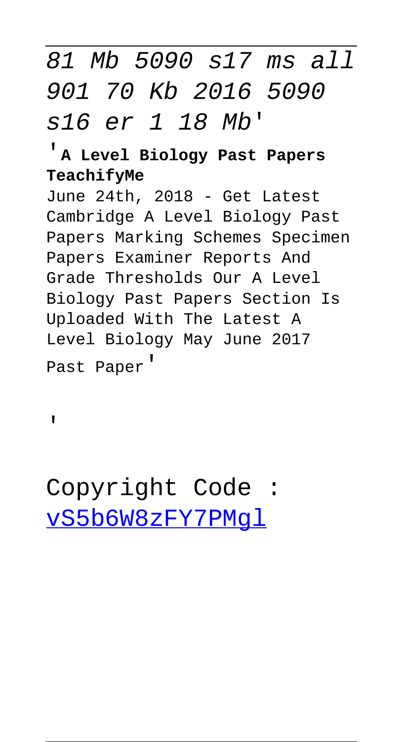81 Mb 5090 s17 ms all 901 70 Kb 2016 5090 s16 er 1 18 Mb'

'**A Level Biology Past Papers TeachifyMe**

June 24th, 2018 - Get Latest Cambridge A Level Biology Past Papers Marking Schemes Specimen Papers Examiner Reports And Grade Thresholds Our A Level Biology Past Papers Section Is Uploaded With The Latest A Level Biology May June 2017 Past Paper'

'

Copyright Code : vS5b6W8zFY7PMgl